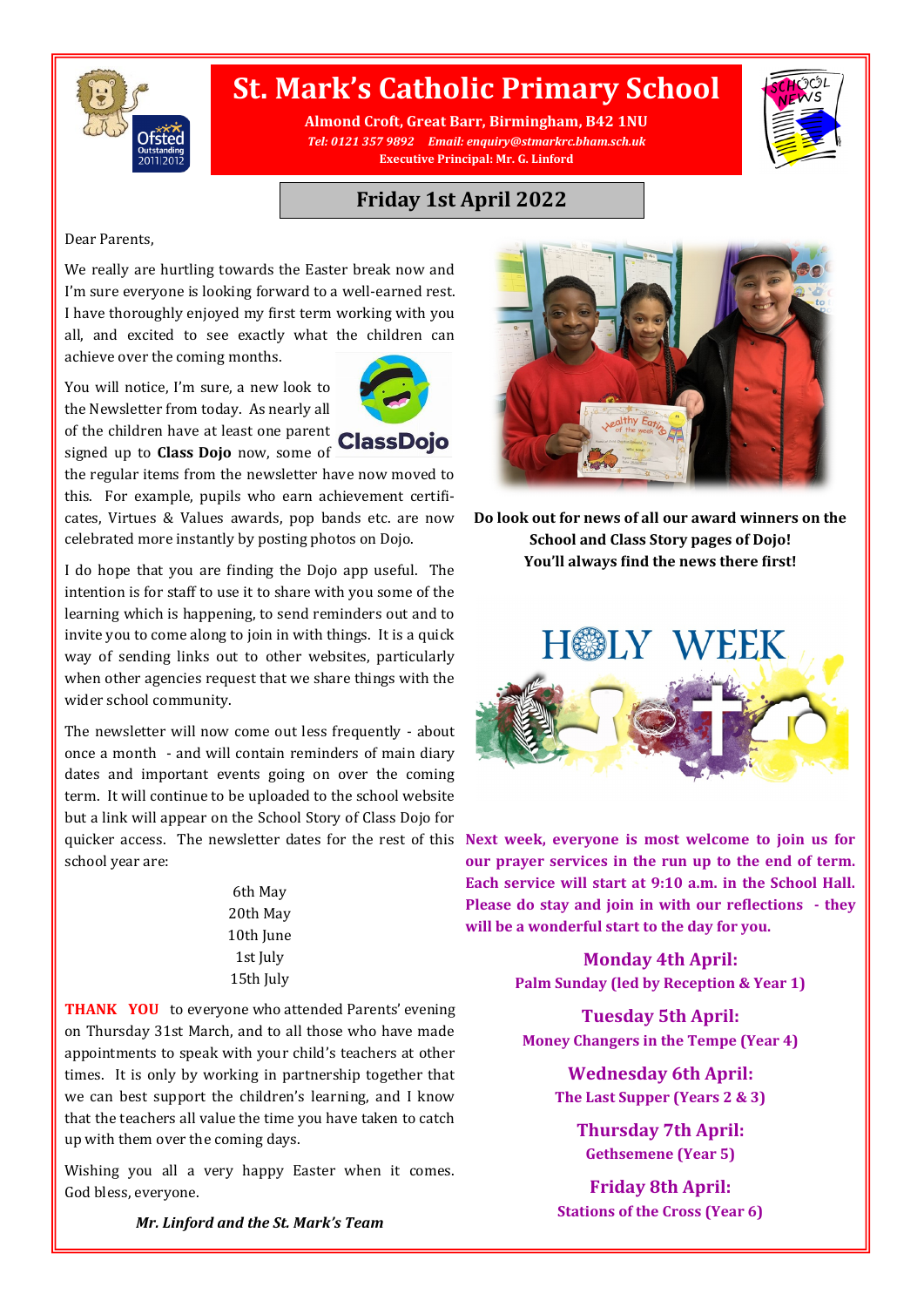# St. Mark's Catholic Primary School

**Almond Croft, Great Barr, Birmingham, B42 1NU**

***Tel: 0121 357 9892 Email: enquiry@stmarkrc.bham.sch.uk***

**Executive Principal: Mr. G. Linford**

## Friday 1st April 2022

Dear Parents,

We really are hurtling towards the Easter break now and I'm sure everyone is looking forward to a well-earned rest. I have thoroughly enjoyed my first term working with you all, and excited to see exactly what the children can achieve over the coming months.

You will notice, I'm sure, a new look to the Newsletter from today. As nearly all of the children have at least one parent signed up to **Class Dojo** now, some of the regular items from the newsletter have now moved to this. For example, pupils who earn achievement certificates, Virtues & Values awards, pop bands etc. are now celebrated more instantly by posting photos on Dojo.

I do hope that you are finding the Dojo app useful. The intention is for staff to use it to share with you some of the learning which is happening, to send reminders out and to invite you to come along to join in with things. It is a quick way of sending links out to other websites, particularly when other agencies request that we share things with the wider school community.

The newsletter will now come out less frequently - about once a month - and will contain reminders of main diary dates and important events going on over the coming term. It will continue to be uploaded to the school website but a link will appear on the School Story of Class Dojo for quicker access. The newsletter dates for the rest of this school year are:

6th May
20th May
10th June
1st July
15th July

**THANK YOU** to everyone who attended Parents' evening on Thursday 31st March, and to all those who have made appointments to speak with your child's teachers at other times. It is only by working in partnership together that we can best support the children's learning, and I know that the teachers all value the time you have taken to catch up with them over the coming days.

Wishing you all a very happy Easter when it comes. God bless, everyone.

***Mr. Linford and the St. Mark's Team***

**Do look out for news of all our award winners on the School and Class Story pages of Dojo! You'll always find the news there first!**

## HOLY WEEK

**Next week, everyone is most welcome to join us for our prayer services in the run up to the end of term. Each service will start at 9:10 a.m. in the School Hall. Please do stay and join in with our reflections - they will be a wonderful start to the day for you.**

### Monday 4th April:
**Palm Sunday (led by Reception & Year 1)**

### Tuesday 5th April:
**Money Changers in the Tempe (Year 4)**

### Wednesday 6th April:
**The Last Supper (Years 2 & 3)**

### Thursday 7th April:
**Gethsemene (Year 5)**

### Friday 8th April:
**Stations of the Cross (Year 6)**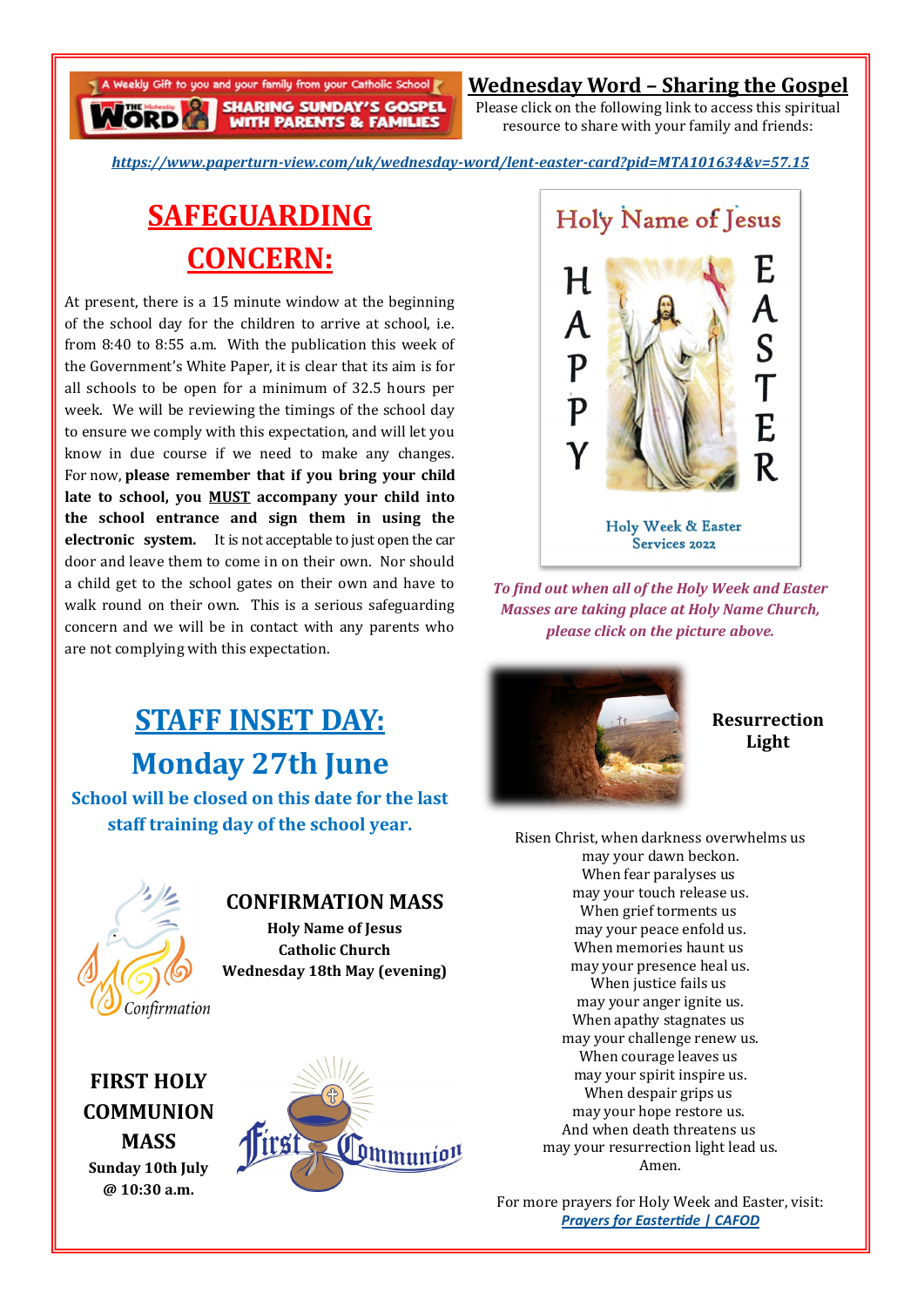## Wednesday Word – Sharing the Gospel

A Weekly Gift to you and your family from your Catholic School

THE Wednesday WORD — SHARING SUNDAY'S GOSPEL WITH PARENTS & FAMILIES

Please click on the following link to access this spiritual resource to share with your family and friends:

***https://www.paperturn-view.com/uk/wednesday-word/lent-easter-card?pid=MTA101634&v=57.15***

## SAFEGUARDING CONCERN:

At present, there is a 15 minute window at the beginning of the school day for the children to arrive at school, i.e. from 8:40 to 8:55 a.m. With the publication this week of the Government's White Paper, it is clear that its aim is for all schools to be open for a minimum of 32.5 hours per week. We will be reviewing the timings of the school day to ensure we comply with this expectation, and will let you know in due course if we need to make any changes. For now, **please remember that if you bring your child late to school, you MUST accompany your child into the school entrance and sign them in using the electronic system.** It is not acceptable to just open the car door and leave them to come in on their own. Nor should a child get to the school gates on their own and have to walk round on their own. This is a serious safeguarding concern and we will be in contact with any parents who are not complying with this expectation.

Holy Name of Jesus

HAPPY EASTER

Holy Week & Easter Services 2022

*To find out when all of the Holy Week and Easter Masses are taking place at Holy Name Church, please click on the picture above.*

## STAFF INSET DAY:

## Monday 27th June

**School will be closed on this date for the last staff training day of the school year.**

### CONFIRMATION MASS

**Holy Name of Jesus Catholic Church**
**Wednesday 18th May (evening)**

Confirmation

### FIRST HOLY COMMUNION MASS

**Sunday 10th July @ 10:30 a.m.**

First Communion

### Resurrection Light

Risen Christ, when darkness overwhelms us
may your dawn beckon.
When fear paralyses us
may your touch release us.
When grief torments us
may your peace enfold us.
When memories haunt us
may your presence heal us.
When justice fails us
may your anger ignite us.
When apathy stagnates us
may your challenge renew us.
When courage leaves us
may your spirit inspire us.
When despair grips us
may your hope restore us.
And when death threatens us
may your resurrection light lead us.
Amen.

For more prayers for Holy Week and Easter, visit:
***Prayers for Eastertide | CAFOD***